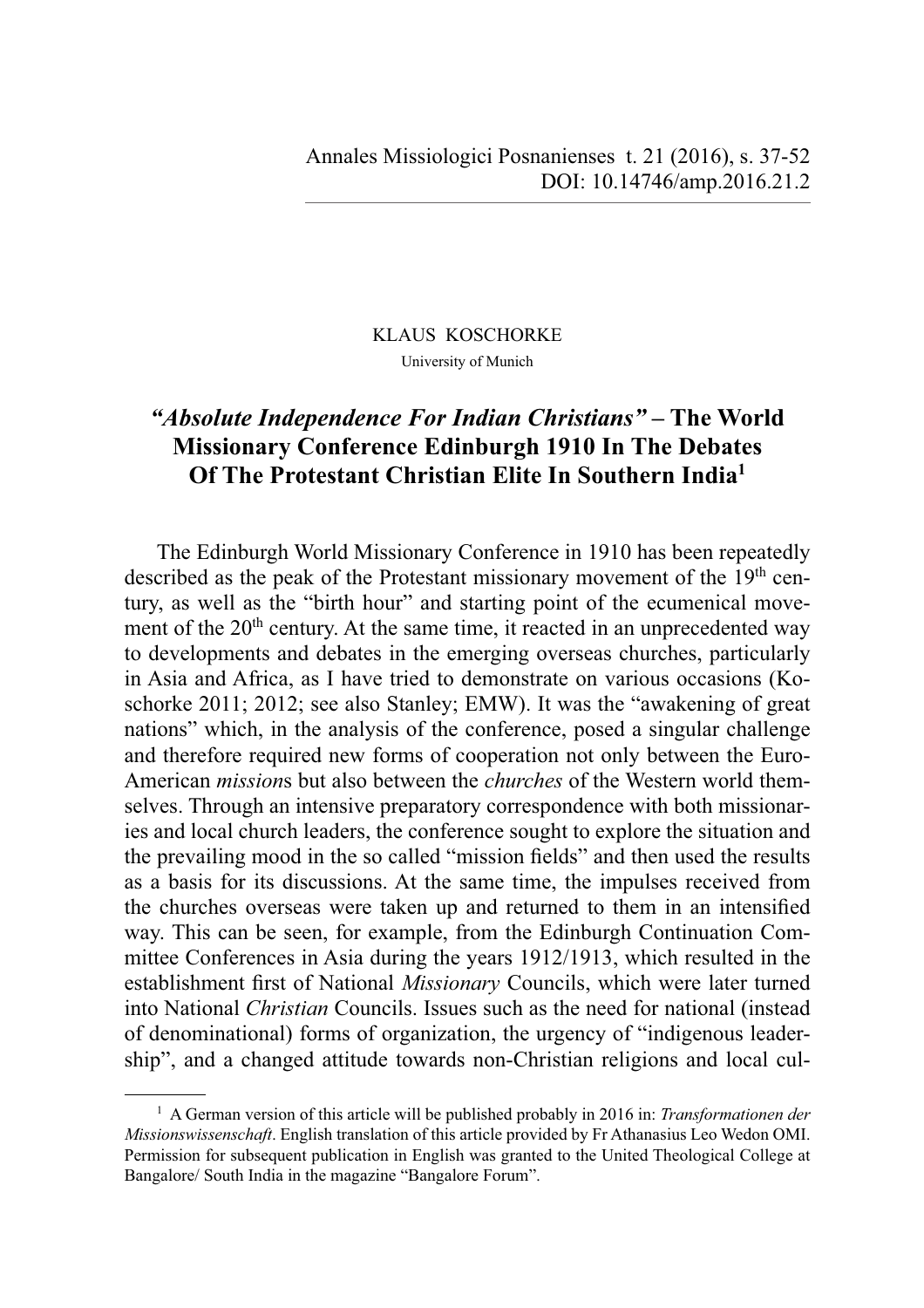KLAUS KOSCHORKE

University of Munich

# *"Absolute Independence For Indian Christians"* – The World Missionary Conference Edinburgh 1910 In The Debates Of The Protestant Christian Elite In Southern India[1]

The Edinburgh World Missionary Conference in 1910 has been repeatedly described as the peak of the Protestant missionary movement of the 19th century, as well as the "birth hour" and starting point of the ecumenical movement of the 20th century. At the same time, it reacted in an unprecedented way to developments and debates in the emerging overseas churches, particularly in Asia and Africa, as I have tried to demonstrate on various occasions (Koschorke 2011; 2012; see also Stanley; EMW). It was the "awakening of great nations" which, in the analysis of the conference, posed a singular challenge and therefore required new forms of cooperation not only between the Euro-American *mission*s but also between the *churches* of the Western world themselves. Through an intensive preparatory correspondence with both missionaries and local church leaders, the conference sought to explore the situation and the prevailing mood in the so called "mission fields" and then used the results as a basis for its discussions. At the same time, the impulses received from the churches overseas were taken up and returned to them in an intensified way. This can be seen, for example, from the Edinburgh Continuation Committee Conferences in Asia during the years 1912/1913, which resulted in the establishment first of National *Missionary* Councils, which were later turned into National *Christian* Councils. Issues such as the need for national (instead of denominational) forms of organization, the urgency of "indigenous leadership", and a changed attitude towards non-Christian religions and local cul-

[1] A German version of this article will be published probably in 2016 in: *Transformationen der Missionswissenschaft*. English translation of this article provided by Fr Athanasius Leo Wedon OMI. Permission for subsequent publication in English was granted to the United Theological College at Bangalore/ South India in the magazine "Bangalore Forum".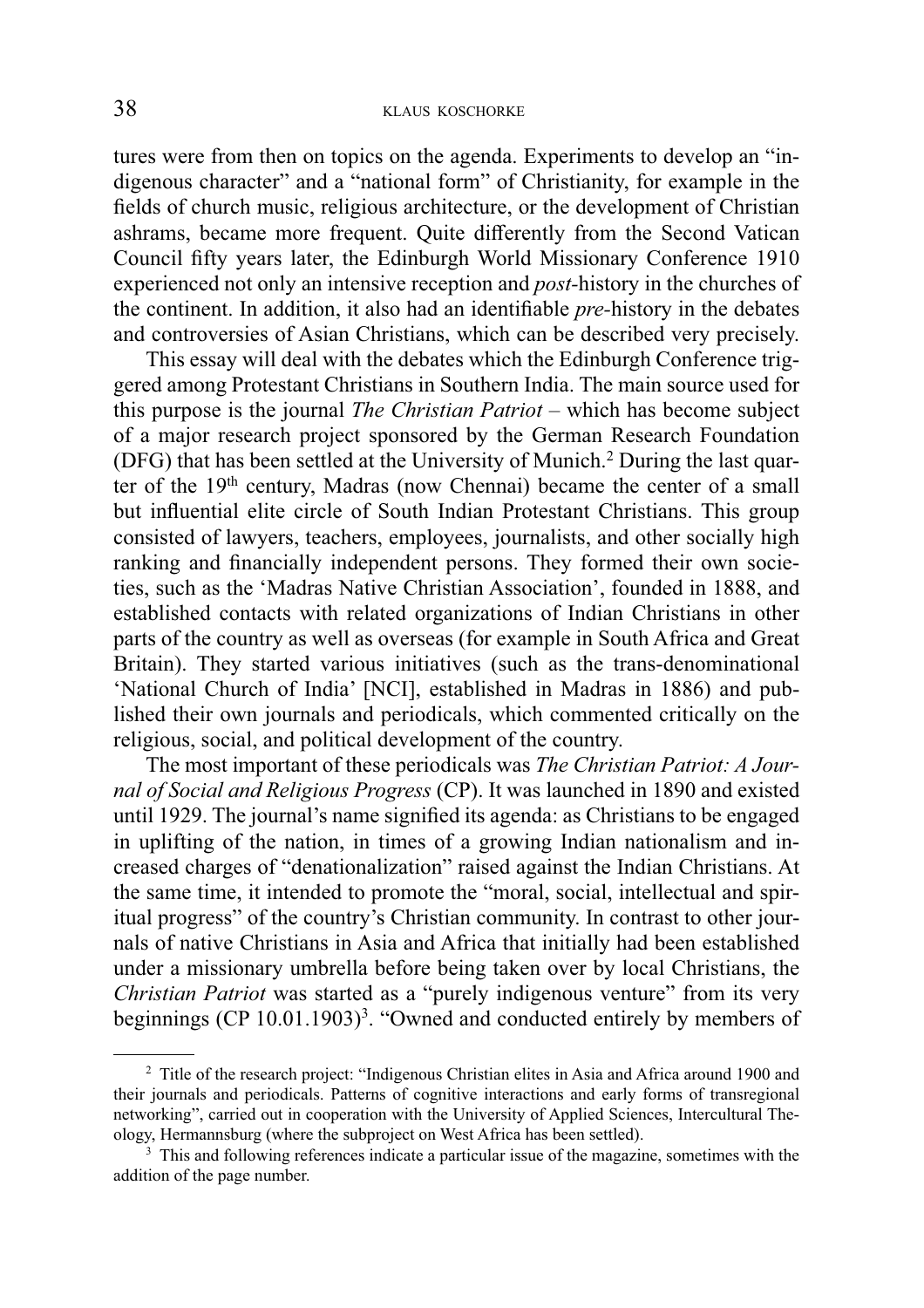tures were from then on topics on the agenda. Experiments to develop an "indigenous character" and a "national form" of Christianity, for example in the fields of church music, religious architecture, or the development of Christian ashrams, became more frequent. Quite differently from the Second Vatican Council fifty years later, the Edinburgh World Missionary Conference 1910 experienced not only an intensive reception and *post*-history in the churches of the continent. In addition, it also had an identifiable *pre*-history in the debates and controversies of Asian Christians, which can be described very precisely.

This essay will deal with the debates which the Edinburgh Conference triggered among Protestant Christians in Southern India. The main source used for this purpose is the journal *The Christian Patriot* – which has become subject of a major research project sponsored by the German Research Foundation (DFG) that has been settled at the University of Munich.[2] During the last quarter of the 19th century, Madras (now Chennai) became the center of a small but influential elite circle of South Indian Protestant Christians. This group consisted of lawyers, teachers, employees, journalists, and other socially high ranking and financially independent persons. They formed their own societies, such as the 'Madras Native Christian Association', founded in 1888, and established contacts with related organizations of Indian Christians in other parts of the country as well as overseas (for example in South Africa and Great Britain). They started various initiatives (such as the trans-denominational 'National Church of India' [NCI], established in Madras in 1886) and published their own journals and periodicals, which commented critically on the religious, social, and political development of the country.

The most important of these periodicals was *The Christian Patriot: A Journal of Social and Religious Progress* (CP). It was launched in 1890 and existed until 1929. The journal's name signified its agenda: as Christians to be engaged in uplifting of the nation, in times of a growing Indian nationalism and increased charges of "denationalization" raised against the Indian Christians. At the same time, it intended to promote the "moral, social, intellectual and spiritual progress" of the country's Christian community. In contrast to other journals of native Christians in Asia and Africa that initially had been established under a missionary umbrella before being taken over by local Christians, the *Christian Patriot* was started as a "purely indigenous venture" from its very beginnings (CP 10.01.1903)[3]. "Owned and conducted entirely by members of

---

[2] Title of the research project: "Indigenous Christian elites in Asia and Africa around 1900 and their journals and periodicals. Patterns of cognitive interactions and early forms of transregional networking", carried out in cooperation with the University of Applied Sciences, Intercultural Theology, Hermannsburg (where the subproject on West Africa has been settled).

[3] This and following references indicate a particular issue of the magazine, sometimes with the addition of the page number.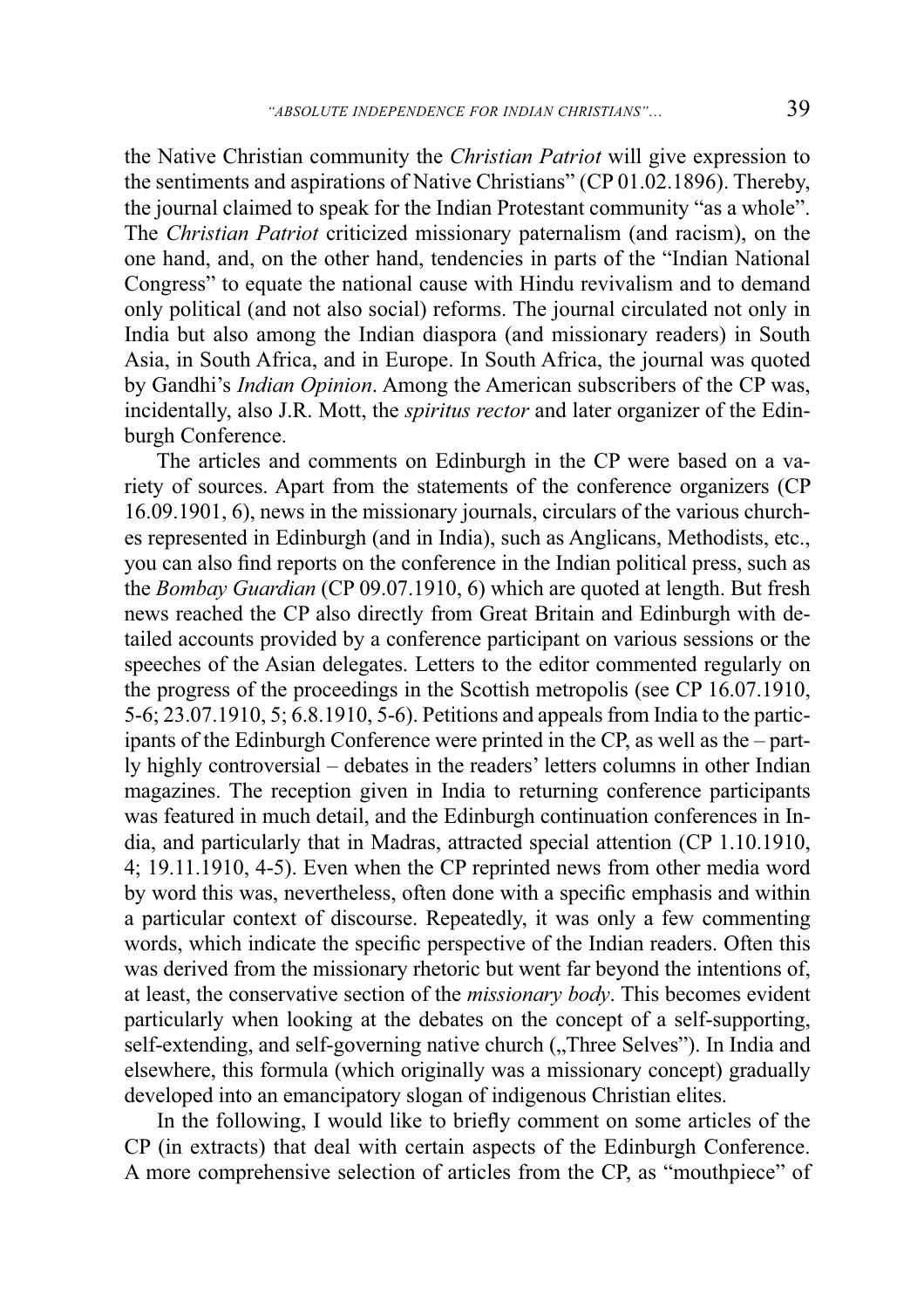the Native Christian community the *Christian Patriot* will give expression to the sentiments and aspirations of Native Christians" (CP 01.02.1896). Thereby, the journal claimed to speak for the Indian Protestant community "as a whole". The *Christian Patriot* criticized missionary paternalism (and racism), on the one hand, and, on the other hand, tendencies in parts of the "Indian National Congress" to equate the national cause with Hindu revivalism and to demand only political (and not also social) reforms. The journal circulated not only in India but also among the Indian diaspora (and missionary readers) in South Asia, in South Africa, and in Europe. In South Africa, the journal was quoted by Gandhi's *Indian Opinion*. Among the American subscribers of the CP was, incidentally, also J.R. Mott, the *spiritus rector* and later organizer of the Edinburgh Conference.

The articles and comments on Edinburgh in the CP were based on a variety of sources. Apart from the statements of the conference organizers (CP 16.09.1901, 6), news in the missionary journals, circulars of the various churches represented in Edinburgh (and in India), such as Anglicans, Methodists, etc., you can also find reports on the conference in the Indian political press, such as the *Bombay Guardian* (CP 09.07.1910, 6) which are quoted at length. But fresh news reached the CP also directly from Great Britain and Edinburgh with detailed accounts provided by a conference participant on various sessions or the speeches of the Asian delegates. Letters to the editor commented regularly on the progress of the proceedings in the Scottish metropolis (see CP 16.07.1910, 5-6; 23.07.1910, 5; 6.8.1910, 5-6). Petitions and appeals from India to the participants of the Edinburgh Conference were printed in the CP, as well as the – partly highly controversial – debates in the readers' letters columns in other Indian magazines. The reception given in India to returning conference participants was featured in much detail, and the Edinburgh continuation conferences in India, and particularly that in Madras, attracted special attention (CP 1.10.1910, 4; 19.11.1910, 4-5). Even when the CP reprinted news from other media word by word this was, nevertheless, often done with a specific emphasis and within a particular context of discourse. Repeatedly, it was only a few commenting words, which indicate the specific perspective of the Indian readers. Often this was derived from the missionary rhetoric but went far beyond the intentions of, at least, the conservative section of the *missionary body*. This becomes evident particularly when looking at the debates on the concept of a self-supporting, self-extending, and self-governing native church („Three Selves"). In India and elsewhere, this formula (which originally was a missionary concept) gradually developed into an emancipatory slogan of indigenous Christian elites.

In the following, I would like to briefly comment on some articles of the CP (in extracts) that deal with certain aspects of the Edinburgh Conference. A more comprehensive selection of articles from the CP, as "mouthpiece" of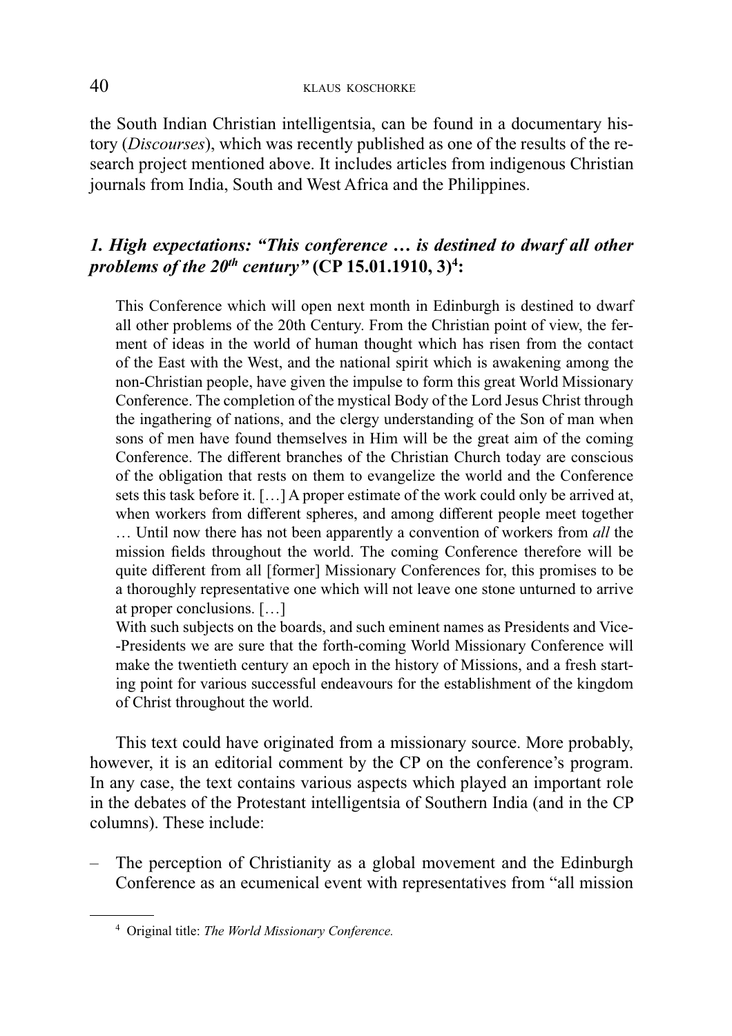the South Indian Christian intelligentsia, can be found in a documentary history (*Discourses*), which was recently published as one of the results of the research project mentioned above. It includes articles from indigenous Christian journals from India, South and West Africa and the Philippines.

### *1. High expectations: "This conference … is destined to dwarf all other problems of the 20th century"* **(CP 15.01.1910, 3)**[4]**:**

> This Conference which will open next month in Edinburgh is destined to dwarf all other problems of the 20th Century. From the Christian point of view, the ferment of ideas in the world of human thought which has risen from the contact of the East with the West, and the national spirit which is awakening among the non-Christian people, have given the impulse to form this great World Missionary Conference. The completion of the mystical Body of the Lord Jesus Christ through the ingathering of nations, and the clergy understanding of the Son of man when sons of men have found themselves in Him will be the great aim of the coming Conference. The different branches of the Christian Church today are conscious of the obligation that rests on them to evangelize the world and the Conference sets this task before it. […] A proper estimate of the work could only be arrived at, when workers from different spheres, and among different people meet together … Until now there has not been apparently a convention of workers from *all* the mission fields throughout the world. The coming Conference therefore will be quite different from all [former] Missionary Conferences for, this promises to be a thoroughly representative one which will not leave one stone unturned to arrive at proper conclusions. […]
>
> With such subjects on the boards, and such eminent names as Presidents and Vice-Presidents we are sure that the forth-coming World Missionary Conference will make the twentieth century an epoch in the history of Missions, and a fresh starting point for various successful endeavours for the establishment of the kingdom of Christ throughout the world.

This text could have originated from a missionary source. More probably, however, it is an editorial comment by the CP on the conference's program. In any case, the text contains various aspects which played an important role in the debates of the Protestant intelligentsia of Southern India (and in the CP columns). These include:

– The perception of Christianity as a global movement and the Edinburgh Conference as an ecumenical event with representatives from "all mission

[4] Original title: *The World Missionary Conference.*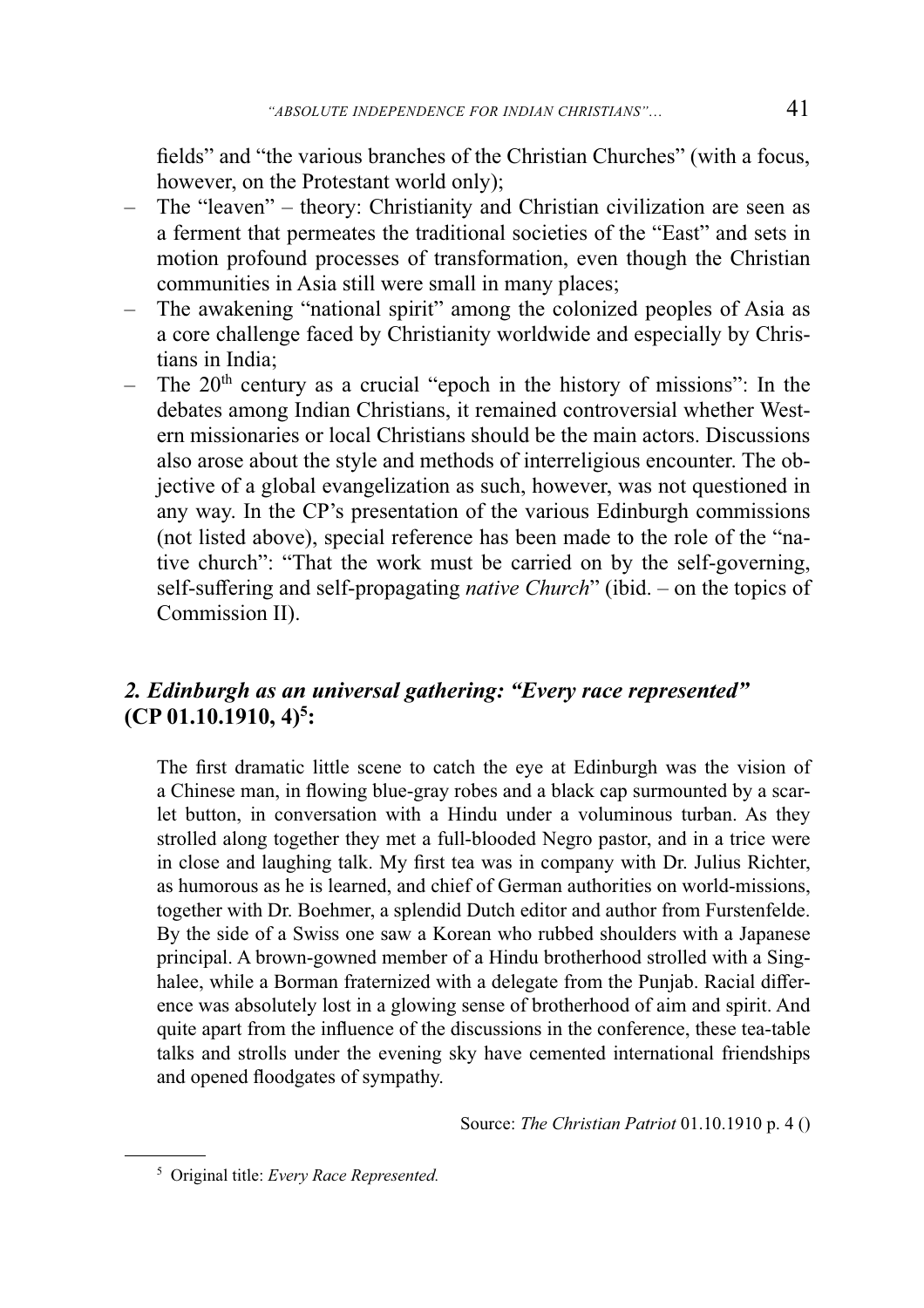fields" and "the various branches of the Christian Churches" (with a focus, however, on the Protestant world only);

- The "leaven" – theory: Christianity and Christian civilization are seen as a ferment that permeates the traditional societies of the "East" and sets in motion profound processes of transformation, even though the Christian communities in Asia still were small in many places;
- The awakening "national spirit" among the colonized peoples of Asia as a core challenge faced by Christianity worldwide and especially by Christians in India;
- The 20th century as a crucial "epoch in the history of missions": In the debates among Indian Christians, it remained controversial whether Western missionaries or local Christians should be the main actors. Discussions also arose about the style and methods of interreligious encounter. The objective of a global evangelization as such, however, was not questioned in any way. In the CP's presentation of the various Edinburgh commissions (not listed above), special reference has been made to the role of the "native church": "That the work must be carried on by the self-governing, self-suffering and self-propagating *native Church*" (ibid. – on the topics of Commission II).

## *2. Edinburgh as an universal gathering: "Every race represented"* (CP 01.10.1910, 4)[5]:

The first dramatic little scene to catch the eye at Edinburgh was the vision of a Chinese man, in flowing blue-gray robes and a black cap surmounted by a scarlet button, in conversation with a Hindu under a voluminous turban. As they strolled along together they met a full-blooded Negro pastor, and in a trice were in close and laughing talk. My first tea was in company with Dr. Julius Richter, as humorous as he is learned, and chief of German authorities on world-missions, together with Dr. Boehmer, a splendid Dutch editor and author from Furstenfelde. By the side of a Swiss one saw a Korean who rubbed shoulders with a Japanese principal. A brown-gowned member of a Hindu brotherhood strolled with a Singhalee, while a Borman fraternized with a delegate from the Punjab. Racial difference was absolutely lost in a glowing sense of brotherhood of aim and spirit. And quite apart from the influence of the discussions in the conference, these tea-table talks and strolls under the evening sky have cemented international friendships and opened floodgates of sympathy.

Source: *The Christian Patriot* 01.10.1910 p. 4 ()

[5] Original title: *Every Race Represented.*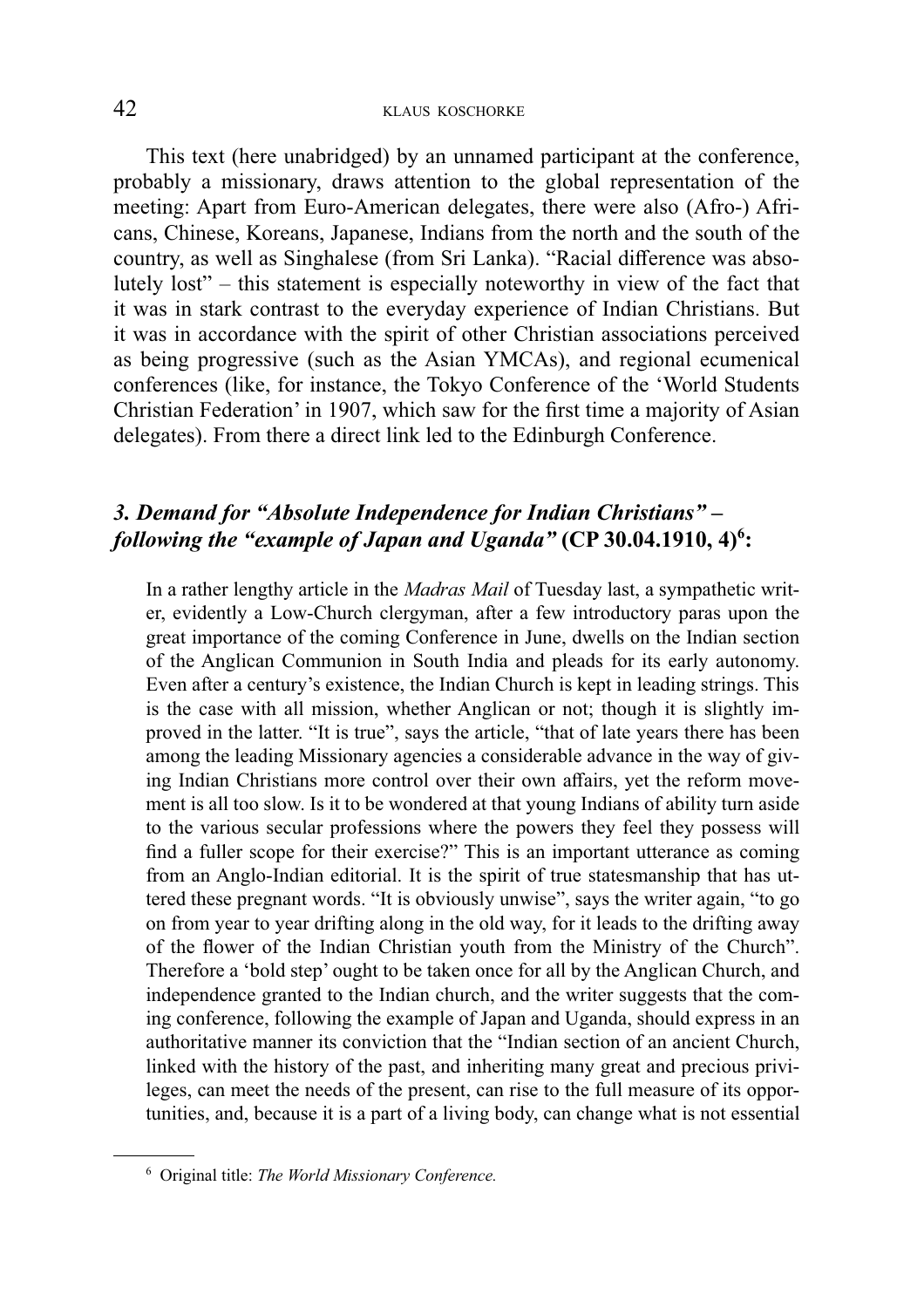This text (here unabridged) by an unnamed participant at the conference, probably a missionary, draws attention to the global representation of the meeting: Apart from Euro-American delegates, there were also (Afro-) Africans, Chinese, Koreans, Japanese, Indians from the north and the south of the country, as well as Singhalese (from Sri Lanka). "Racial difference was absolutely lost" – this statement is especially noteworthy in view of the fact that it was in stark contrast to the everyday experience of Indian Christians. But it was in accordance with the spirit of other Christian associations perceived as being progressive (such as the Asian YMCAs), and regional ecumenical conferences (like, for instance, the Tokyo Conference of the 'World Students Christian Federation' in 1907, which saw for the first time a majority of Asian delegates). From there a direct link led to the Edinburgh Conference.

### *3. Demand for "Absolute Independence for Indian Christians" – following the "example of Japan and Uganda"* (CP 30.04.1910, 4)[6]:

> In a rather lengthy article in the *Madras Mail* of Tuesday last, a sympathetic writer, evidently a Low-Church clergyman, after a few introductory paras upon the great importance of the coming Conference in June, dwells on the Indian section of the Anglican Communion in South India and pleads for its early autonomy. Even after a century's existence, the Indian Church is kept in leading strings. This is the case with all mission, whether Anglican or not; though it is slightly improved in the latter. "It is true", says the article, "that of late years there has been among the leading Missionary agencies a considerable advance in the way of giving Indian Christians more control over their own affairs, yet the reform movement is all too slow. Is it to be wondered at that young Indians of ability turn aside to the various secular professions where the powers they feel they possess will find a fuller scope for their exercise?" This is an important utterance as coming from an Anglo-Indian editorial. It is the spirit of true statesmanship that has uttered these pregnant words. "It is obviously unwise", says the writer again, "to go on from year to year drifting along in the old way, for it leads to the drifting away of the flower of the Indian Christian youth from the Ministry of the Church". Therefore a 'bold step' ought to be taken once for all by the Anglican Church, and independence granted to the Indian church, and the writer suggests that the coming conference, following the example of Japan and Uganda, should express in an authoritative manner its conviction that the "Indian section of an ancient Church, linked with the history of the past, and inheriting many great and precious privileges, can meet the needs of the present, can rise to the full measure of its opportunities, and, because it is a part of a living body, can change what is not essential

[6] Original title: *The World Missionary Conference.*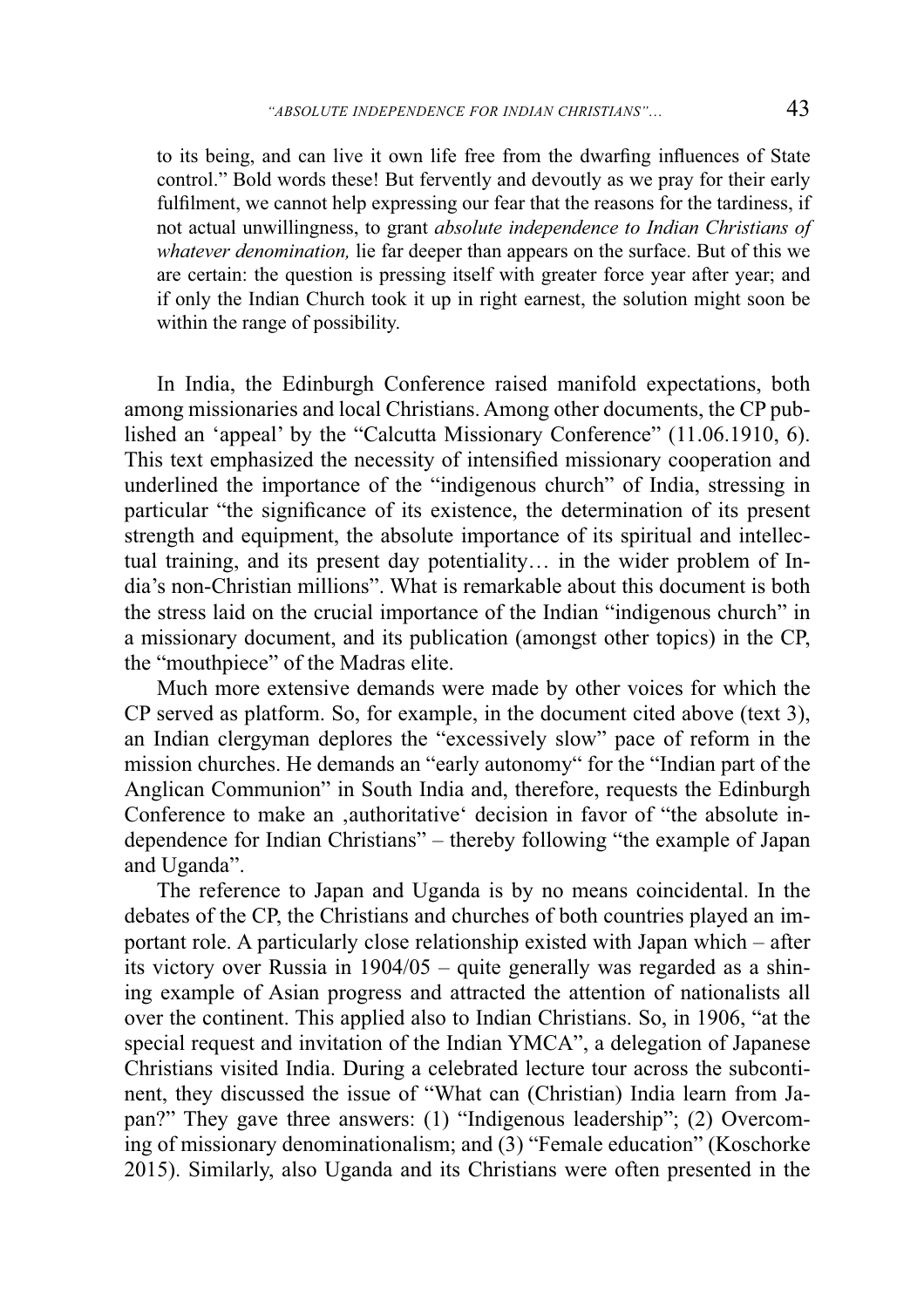to its being, and can live it own life free from the dwarfing influences of State control." Bold words these! But fervently and devoutly as we pray for their early fulfilment, we cannot help expressing our fear that the reasons for the tardiness, if not actual unwillingness, to grant *absolute independence to Indian Christians of whatever denomination,* lie far deeper than appears on the surface. But of this we are certain: the question is pressing itself with greater force year after year; and if only the Indian Church took it up in right earnest, the solution might soon be within the range of possibility.

In India, the Edinburgh Conference raised manifold expectations, both among missionaries and local Christians. Among other documents, the CP published an 'appeal' by the "Calcutta Missionary Conference" (11.06.1910, 6). This text emphasized the necessity of intensified missionary cooperation and underlined the importance of the "indigenous church" of India, stressing in particular "the significance of its existence, the determination of its present strength and equipment, the absolute importance of its spiritual and intellectual training, and its present day potentiality… in the wider problem of India's non-Christian millions". What is remarkable about this document is both the stress laid on the crucial importance of the Indian "indigenous church" in a missionary document, and its publication (amongst other topics) in the CP, the "mouthpiece" of the Madras elite.

Much more extensive demands were made by other voices for which the CP served as platform. So, for example, in the document cited above (text 3), an Indian clergyman deplores the "excessively slow" pace of reform in the mission churches. He demands an "early autonomy" for the "Indian part of the Anglican Communion" in South India and, therefore, requests the Edinburgh Conference to make an ‚authoritative' decision in favor of "the absolute independence for Indian Christians" – thereby following "the example of Japan and Uganda".

The reference to Japan and Uganda is by no means coincidental. In the debates of the CP, the Christians and churches of both countries played an important role. A particularly close relationship existed with Japan which – after its victory over Russia in 1904/05 – quite generally was regarded as a shining example of Asian progress and attracted the attention of nationalists all over the continent. This applied also to Indian Christians. So, in 1906, "at the special request and invitation of the Indian YMCA", a delegation of Japanese Christians visited India. During a celebrated lecture tour across the subcontinent, they discussed the issue of "What can (Christian) India learn from Japan?" They gave three answers: (1) "Indigenous leadership"; (2) Overcoming of missionary denominationalism; and (3) "Female education" (Koschorke 2015). Similarly, also Uganda and its Christians were often presented in the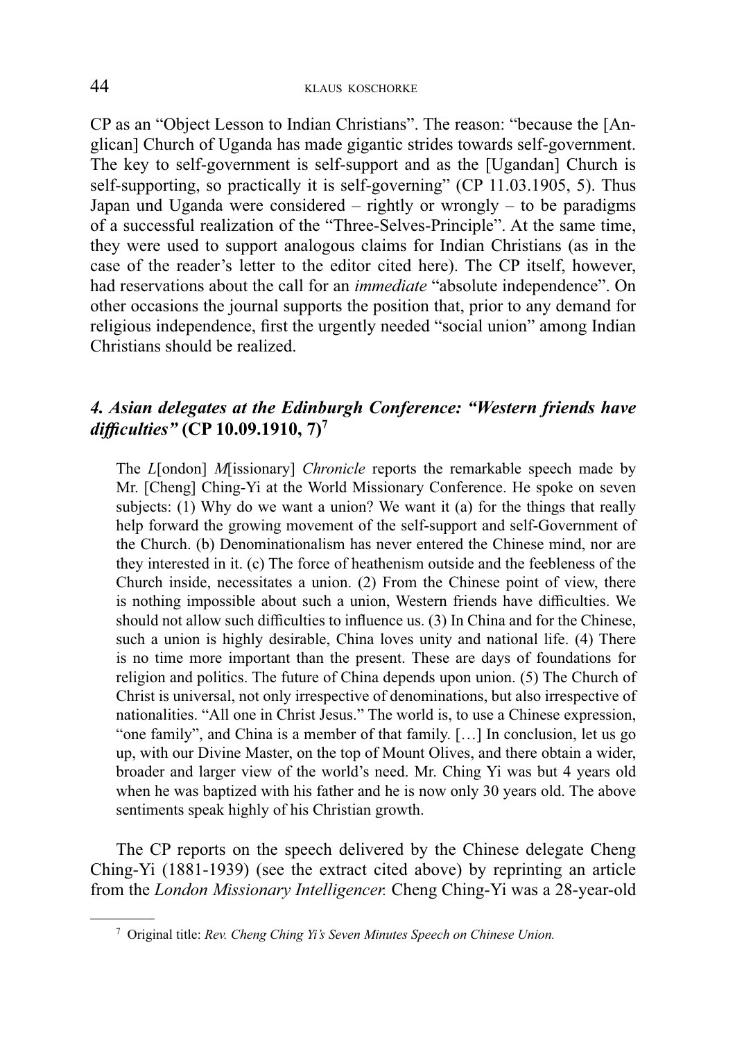CP as an "Object Lesson to Indian Christians". The reason: "because the [Anglican] Church of Uganda has made gigantic strides towards self-government. The key to self-government is self-support and as the [Ugandan] Church is self-supporting, so practically it is self-governing" (CP 11.03.1905, 5). Thus Japan und Uganda were considered – rightly or wrongly – to be paradigms of a successful realization of the "Three-Selves-Principle". At the same time, they were used to support analogous claims for Indian Christians (as in the case of the reader's letter to the editor cited here). The CP itself, however, had reservations about the call for an *immediate* "absolute independence". On other occasions the journal supports the position that, prior to any demand for religious independence, first the urgently needed "social union" among Indian Christians should be realized.

### *4. Asian delegates at the Edinburgh Conference: "Western friends have difficulties"* **(CP 10.09.1910, 7)**[7]

> The *L*[ondon] *M*[issionary] *Chronicle* reports the remarkable speech made by Mr. [Cheng] Ching-Yi at the World Missionary Conference. He spoke on seven subjects: (1) Why do we want a union? We want it (a) for the things that really help forward the growing movement of the self-support and self-Government of the Church. (b) Denominationalism has never entered the Chinese mind, nor are they interested in it. (c) The force of heathenism outside and the feebleness of the Church inside, necessitates a union. (2) From the Chinese point of view, there is nothing impossible about such a union, Western friends have difficulties. We should not allow such difficulties to influence us. (3) In China and for the Chinese, such a union is highly desirable, China loves unity and national life. (4) There is no time more important than the present. These are days of foundations for religion and politics. The future of China depends upon union. (5) The Church of Christ is universal, not only irrespective of denominations, but also irrespective of nationalities. "All one in Christ Jesus." The world is, to use a Chinese expression, "one family", and China is a member of that family. […] In conclusion, let us go up, with our Divine Master, on the top of Mount Olives, and there obtain a wider, broader and larger view of the world's need. Mr. Ching Yi was but 4 years old when he was baptized with his father and he is now only 30 years old. The above sentiments speak highly of his Christian growth.

The CP reports on the speech delivered by the Chinese delegate Cheng Ching-Yi (1881-1939) (see the extract cited above) by reprinting an article from the *London Missionary Intelligencer.* Cheng Ching-Yi was a 28-year-old

---

[7] Original title: *Rev. Cheng Ching Yi's Seven Minutes Speech on Chinese Union.*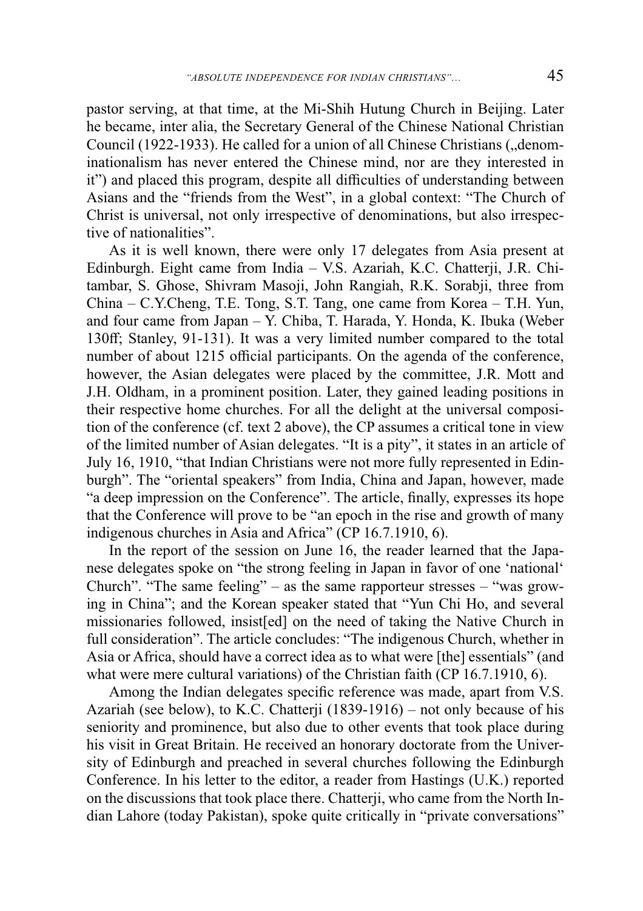pastor serving, at that time, at the Mi-Shih Hutung Church in Beijing. Later he became, inter alia, the Secretary General of the Chinese National Christian Council (1922-1933). He called for a union of all Chinese Christians („denominationalism has never entered the Chinese mind, nor are they interested in it") and placed this program, despite all difficulties of understanding between Asians and the "friends from the West", in a global context: "The Church of Christ is universal, not only irrespective of denominations, but also irrespective of nationalities".

As it is well known, there were only 17 delegates from Asia present at Edinburgh. Eight came from India – V.S. Azariah, K.C. Chatterji, J.R. Chitambar, S. Ghose, Shivram Masoji, John Rangiah, R.K. Sorabji, three from China – C.Y.Cheng, T.E. Tong, S.T. Tang, one came from Korea – T.H. Yun, and four came from Japan – Y. Chiba, T. Harada, Y. Honda, K. Ibuka (Weber 130ff; Stanley, 91-131). It was a very limited number compared to the total number of about 1215 official participants. On the agenda of the conference, however, the Asian delegates were placed by the committee, J.R. Mott and J.H. Oldham, in a prominent position. Later, they gained leading positions in their respective home churches. For all the delight at the universal composition of the conference (cf. text 2 above), the CP assumes a critical tone in view of the limited number of Asian delegates. "It is a pity", it states in an article of July 16, 1910, "that Indian Christians were not more fully represented in Edinburgh". The "oriental speakers" from India, China and Japan, however, made "a deep impression on the Conference". The article, finally, expresses its hope that the Conference will prove to be "an epoch in the rise and growth of many indigenous churches in Asia and Africa" (CP 16.7.1910, 6).

In the report of the session on June 16, the reader learned that the Japanese delegates spoke on "the strong feeling in Japan in favor of one 'national' Church". "The same feeling" – as the same rapporteur stresses – "was growing in China"; and the Korean speaker stated that "Yun Chi Ho, and several missionaries followed, insist[ed] on the need of taking the Native Church in full consideration". The article concludes: "The indigenous Church, whether in Asia or Africa, should have a correct idea as to what were [the] essentials" (and what were mere cultural variations) of the Christian faith (CP 16.7.1910, 6).

Among the Indian delegates specific reference was made, apart from V.S. Azariah (see below), to K.C. Chatterji (1839-1916) – not only because of his seniority and prominence, but also due to other events that took place during his visit in Great Britain. He received an honorary doctorate from the University of Edinburgh and preached in several churches following the Edinburgh Conference. In his letter to the editor, a reader from Hastings (U.K.) reported on the discussions that took place there. Chatterji, who came from the North Indian Lahore (today Pakistan), spoke quite critically in "private conversations"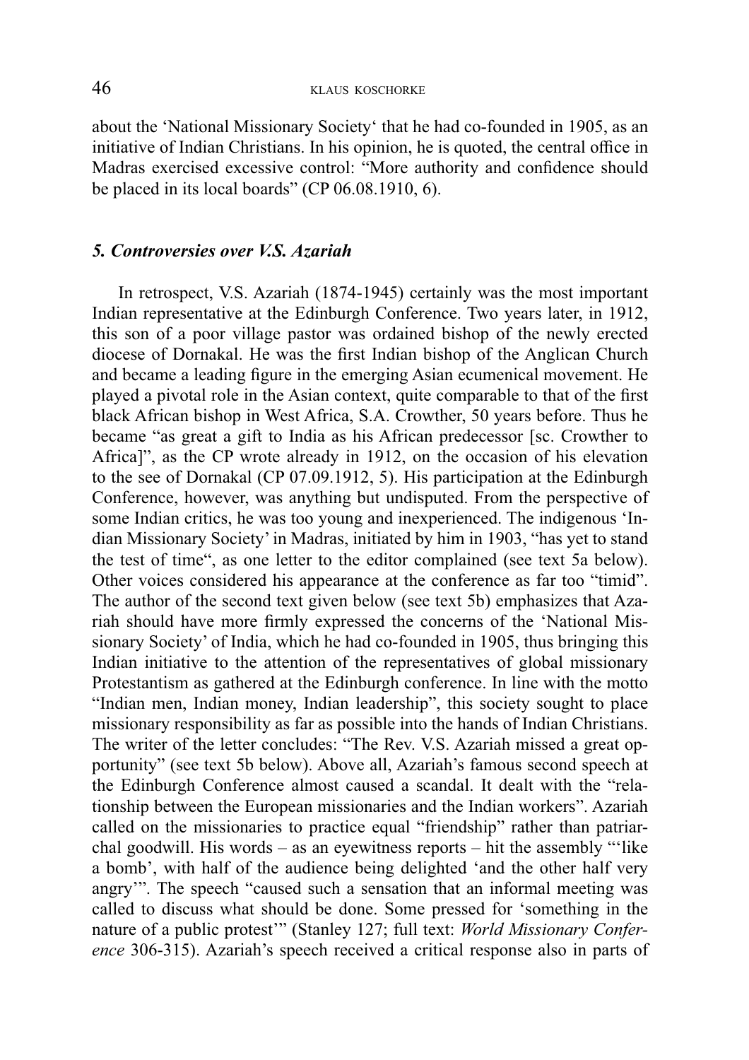about the 'National Missionary Society' that he had co-founded in 1905, as an initiative of Indian Christians. In his opinion, he is quoted, the central office in Madras exercised excessive control: "More authority and confidence should be placed in its local boards" (CP 06.08.1910, 6).

### *5. Controversies over V.S. Azariah*

In retrospect, V.S. Azariah (1874-1945) certainly was the most important Indian representative at the Edinburgh Conference. Two years later, in 1912, this son of a poor village pastor was ordained bishop of the newly erected diocese of Dornakal. He was the first Indian bishop of the Anglican Church and became a leading figure in the emerging Asian ecumenical movement. He played a pivotal role in the Asian context, quite comparable to that of the first black African bishop in West Africa, S.A. Crowther, 50 years before. Thus he became "as great a gift to India as his African predecessor [sc. Crowther to Africa]", as the CP wrote already in 1912, on the occasion of his elevation to the see of Dornakal (CP 07.09.1912, 5). His participation at the Edinburgh Conference, however, was anything but undisputed. From the perspective of some Indian critics, he was too young and inexperienced. The indigenous 'Indian Missionary Society' in Madras, initiated by him in 1903, "has yet to stand the test of time", as one letter to the editor complained (see text 5a below). Other voices considered his appearance at the conference as far too "timid". The author of the second text given below (see text 5b) emphasizes that Azariah should have more firmly expressed the concerns of the 'National Missionary Society' of India, which he had co-founded in 1905, thus bringing this Indian initiative to the attention of the representatives of global missionary Protestantism as gathered at the Edinburgh conference. In line with the motto "Indian men, Indian money, Indian leadership", this society sought to place missionary responsibility as far as possible into the hands of Indian Christians. The writer of the letter concludes: "The Rev. V.S. Azariah missed a great opportunity" (see text 5b below). Above all, Azariah's famous second speech at the Edinburgh Conference almost caused a scandal. It dealt with the "relationship between the European missionaries and the Indian workers". Azariah called on the missionaries to practice equal "friendship" rather than patriarchal goodwill. His words – as an eyewitness reports – hit the assembly "'like a bomb', with half of the audience being delighted 'and the other half very angry'". The speech "caused such a sensation that an informal meeting was called to discuss what should be done. Some pressed for 'something in the nature of a public protest'" (Stanley 127; full text: *World Missionary Conference* 306-315). Azariah's speech received a critical response also in parts of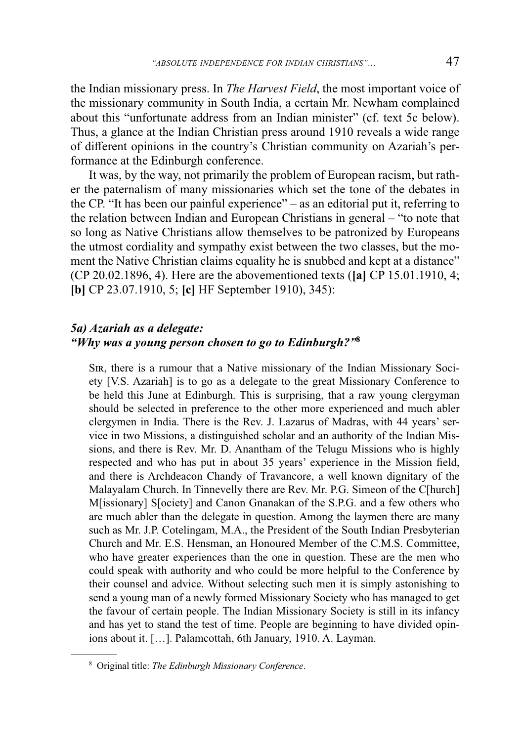the Indian missionary press. In *The Harvest Field*, the most important voice of the missionary community in South India, a certain Mr. Newham complained about this "unfortunate address from an Indian minister" (cf. text 5c below). Thus, a glance at the Indian Christian press around 1910 reveals a wide range of different opinions in the country's Christian community on Azariah's performance at the Edinburgh conference.

It was, by the way, not primarily the problem of European racism, but rather the paternalism of many missionaries which set the tone of the debates in the CP. "It has been our painful experience" – as an editorial put it, referring to the relation between Indian and European Christians in general – "to note that so long as Native Christians allow themselves to be patronized by Europeans the utmost cordiality and sympathy exist between the two classes, but the moment the Native Christian claims equality he is snubbed and kept at a distance" (CP 20.02.1896, 4). Here are the abovementioned texts (**[a]** CP 15.01.1910, 4; **[b]** CP 23.07.1910, 5; **[c]** HF September 1910), 345):

### *5a) Azariah as a delegate: "Why was a young person chosen to go to Edinburgh?"*[8]

> Sir, there is a rumour that a Native missionary of the Indian Missionary Society [V.S. Azariah] is to go as a delegate to the great Missionary Conference to be held this June at Edinburgh. This is surprising, that a raw young clergyman should be selected in preference to the other more experienced and much abler clergymen in India. There is the Rev. J. Lazarus of Madras, with 44 years' service in two Missions, a distinguished scholar and an authority of the Indian Missions, and there is Rev. Mr. D. Anantham of the Telugu Missions who is highly respected and who has put in about 35 years' experience in the Mission field, and there is Archdeacon Chandy of Travancore, a well known dignitary of the Malayalam Church. In Tinnevelly there are Rev. Mr. P.G. Simeon of the C[hurch] M[issionary] S[ociety] and Canon Gnanakan of the S.P.G. and a few others who are much abler than the delegate in question. Among the laymen there are many such as Mr. J.P. Cotelingam, M.A., the President of the South Indian Presbyterian Church and Mr. E.S. Hensman, an Honoured Member of the C.M.S. Committee, who have greater experiences than the one in question. These are the men who could speak with authority and who could be more helpful to the Conference by their counsel and advice. Without selecting such men it is simply astonishing to send a young man of a newly formed Missionary Society who has managed to get the favour of certain people. The Indian Missionary Society is still in its infancy and has yet to stand the test of time. People are beginning to have divided opinions about it. […]. Palamcottah, 6th January, 1910. A. Layman.

[8] Original title: *The Edinburgh Missionary Conference*.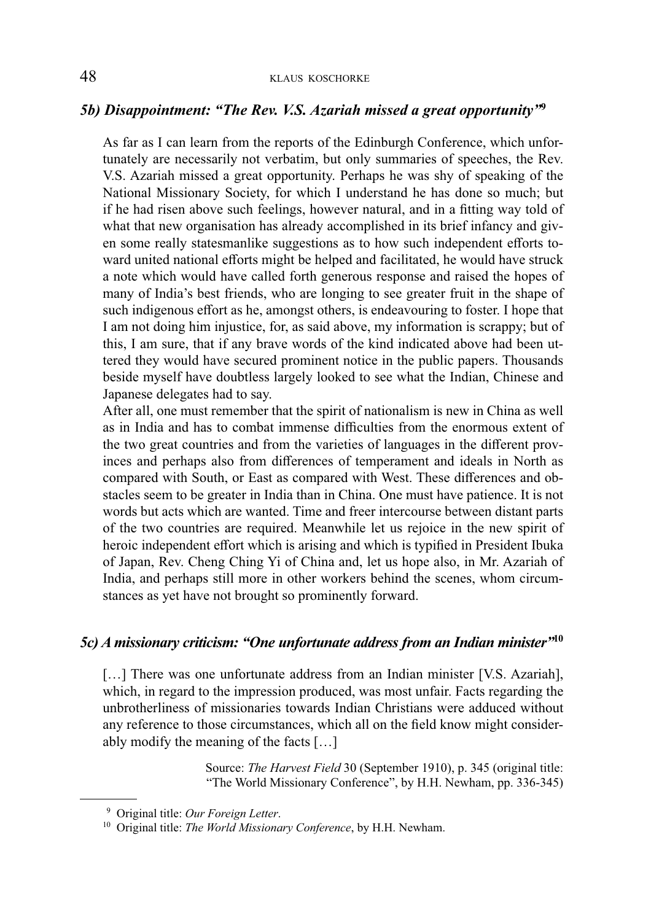### *5b) Disappointment: "The Rev. V.S. Azariah missed a great opportunity"*[9]

As far as I can learn from the reports of the Edinburgh Conference, which unfortunately are necessarily not verbatim, but only summaries of speeches, the Rev. V.S. Azariah missed a great opportunity. Perhaps he was shy of speaking of the National Missionary Society, for which I understand he has done so much; but if he had risen above such feelings, however natural, and in a fitting way told of what that new organisation has already accomplished in its brief infancy and given some really statesmanlike suggestions as to how such independent efforts toward united national efforts might be helped and facilitated, he would have struck a note which would have called forth generous response and raised the hopes of many of India's best friends, who are longing to see greater fruit in the shape of such indigenous effort as he, amongst others, is endeavouring to foster. I hope that I am not doing him injustice, for, as said above, my information is scrappy; but of this, I am sure, that if any brave words of the kind indicated above had been uttered they would have secured prominent notice in the public papers. Thousands beside myself have doubtless largely looked to see what the Indian, Chinese and Japanese delegates had to say.

After all, one must remember that the spirit of nationalism is new in China as well as in India and has to combat immense difficulties from the enormous extent of the two great countries and from the varieties of languages in the different provinces and perhaps also from differences of temperament and ideals in North as compared with South, or East as compared with West. These differences and obstacles seem to be greater in India than in China. One must have patience. It is not words but acts which are wanted. Time and freer intercourse between distant parts of the two countries are required. Meanwhile let us rejoice in the new spirit of heroic independent effort which is arising and which is typified in President Ibuka of Japan, Rev. Cheng Ching Yi of China and, let us hope also, in Mr. Azariah of India, and perhaps still more in other workers behind the scenes, whom circumstances as yet have not brought so prominently forward.

### *5c) A missionary criticism: "One unfortunate address from an Indian minister"*[10]

[…] There was one unfortunate address from an Indian minister [V.S. Azariah], which, in regard to the impression produced, was most unfair. Facts regarding the unbrotherliness of missionaries towards Indian Christians were adduced without any reference to those circumstances, which all on the field know might considerably modify the meaning of the facts […]

Source: *The Harvest Field* 30 (September 1910), p. 345 (original title: "The World Missionary Conference", by H.H. Newham, pp. 336-345)

---

[9] Original title: *Our Foreign Letter*.

[10] Original title: *The World Missionary Conference*, by H.H. Newham.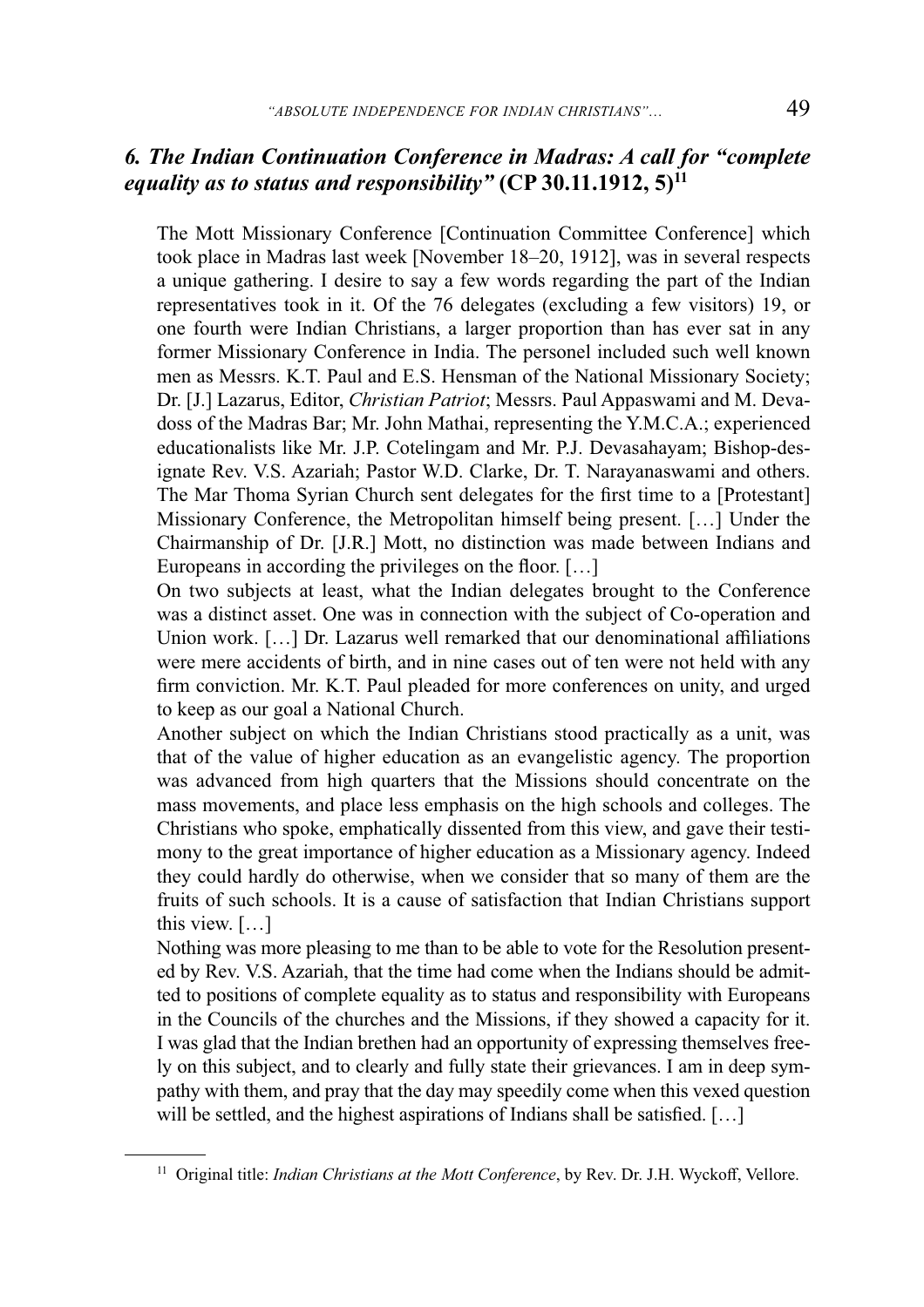### *6. The Indian Continuation Conference in Madras: A call for "complete equality as to status and responsibility"* (CP 30.11.1912, 5)[11]

The Mott Missionary Conference [Continuation Committee Conference] which took place in Madras last week [November 18–20, 1912], was in several respects a unique gathering. I desire to say a few words regarding the part of the Indian representatives took in it. Of the 76 delegates (excluding a few visitors) 19, or one fourth were Indian Christians, a larger proportion than has ever sat in any former Missionary Conference in India. The personel included such well known men as Messrs. K.T. Paul and E.S. Hensman of the National Missionary Society; Dr. [J.] Lazarus, Editor, *Christian Patriot*; Messrs. Paul Appaswami and M. Devadoss of the Madras Bar; Mr. John Mathai, representing the Y.M.C.A.; experienced educationalists like Mr. J.P. Cotelingam and Mr. P.J. Devasahayam; Bishop-designate Rev. V.S. Azariah; Pastor W.D. Clarke, Dr. T. Narayanaswami and others. The Mar Thoma Syrian Church sent delegates for the first time to a [Protestant] Missionary Conference, the Metropolitan himself being present. […] Under the Chairmanship of Dr. [J.R.] Mott, no distinction was made between Indians and Europeans in according the privileges on the floor. […]

On two subjects at least, what the Indian delegates brought to the Conference was a distinct asset. One was in connection with the subject of Co-operation and Union work. […] Dr. Lazarus well remarked that our denominational affiliations were mere accidents of birth, and in nine cases out of ten were not held with any firm conviction. Mr. K.T. Paul pleaded for more conferences on unity, and urged to keep as our goal a National Church.

Another subject on which the Indian Christians stood practically as a unit, was that of the value of higher education as an evangelistic agency. The proportion was advanced from high quarters that the Missions should concentrate on the mass movements, and place less emphasis on the high schools and colleges. The Christians who spoke, emphatically dissented from this view, and gave their testimony to the great importance of higher education as a Missionary agency. Indeed they could hardly do otherwise, when we consider that so many of them are the fruits of such schools. It is a cause of satisfaction that Indian Christians support this view. […]

Nothing was more pleasing to me than to be able to vote for the Resolution presented by Rev. V.S. Azariah, that the time had come when the Indians should be admitted to positions of complete equality as to status and responsibility with Europeans in the Councils of the churches and the Missions, if they showed a capacity for it. I was glad that the Indian brethen had an opportunity of expressing themselves freely on this subject, and to clearly and fully state their grievances. I am in deep sympathy with them, and pray that the day may speedily come when this vexed question will be settled, and the highest aspirations of Indians shall be satisfied. […]

---

[11] Original title: *Indian Christians at the Mott Conference*, by Rev. Dr. J.H. Wyckoff, Vellore.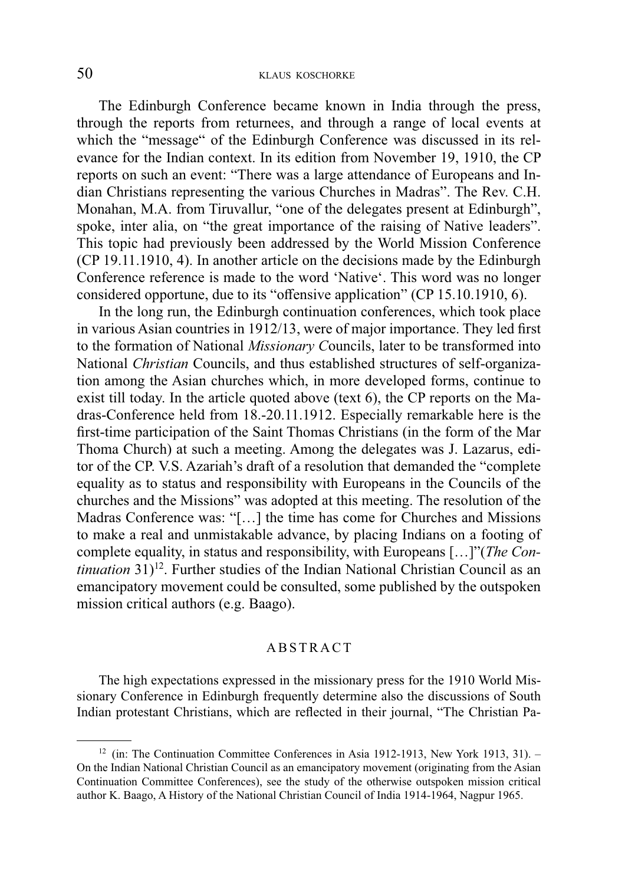The Edinburgh Conference became known in India through the press, through the reports from returnees, and through a range of local events at which the "message" of the Edinburgh Conference was discussed in its relevance for the Indian context. In its edition from November 19, 1910, the CP reports on such an event: "There was a large attendance of Europeans and Indian Christians representing the various Churches in Madras". The Rev. C.H. Monahan, M.A. from Tiruvallur, "one of the delegates present at Edinburgh", spoke, inter alia, on "the great importance of the raising of Native leaders". This topic had previously been addressed by the World Mission Conference (CP 19.11.1910, 4). In another article on the decisions made by the Edinburgh Conference reference is made to the word 'Native'. This word was no longer considered opportune, due to its "offensive application" (CP 15.10.1910, 6).

In the long run, the Edinburgh continuation conferences, which took place in various Asian countries in 1912/13, were of major importance. They led first to the formation of National *Missionary C*ouncils, later to be transformed into National *Christian* Councils, and thus established structures of self-organization among the Asian churches which, in more developed forms, continue to exist till today. In the article quoted above (text 6), the CP reports on the Madras-Conference held from 18.-20.11.1912. Especially remarkable here is the first-time participation of the Saint Thomas Christians (in the form of the Mar Thoma Church) at such a meeting. Among the delegates was J. Lazarus, editor of the CP. V.S. Azariah's draft of a resolution that demanded the "complete equality as to status and responsibility with Europeans in the Councils of the churches and the Missions" was adopted at this meeting. The resolution of the Madras Conference was: "[…] the time has come for Churches and Missions to make a real and unmistakable advance, by placing Indians on a footing of complete equality, in status and responsibility, with Europeans […]"(*The Continuation* 31)[12]. Further studies of the Indian National Christian Council as an emancipatory movement could be consulted, some published by the outspoken mission critical authors (e.g. Baago).

## ABSTRACT

The high expectations expressed in the missionary press for the 1910 World Missionary Conference in Edinburgh frequently determine also the discussions of South Indian protestant Christians, which are reflected in their journal, "The Christian Pa-

---

[12] (in: The Continuation Committee Conferences in Asia 1912-1913, New York 1913, 31). – On the Indian National Christian Council as an emancipatory movement (originating from the Asian Continuation Committee Conferences), see the study of the otherwise outspoken mission critical author K. Baago, A History of the National Christian Council of India 1914-1964, Nagpur 1965.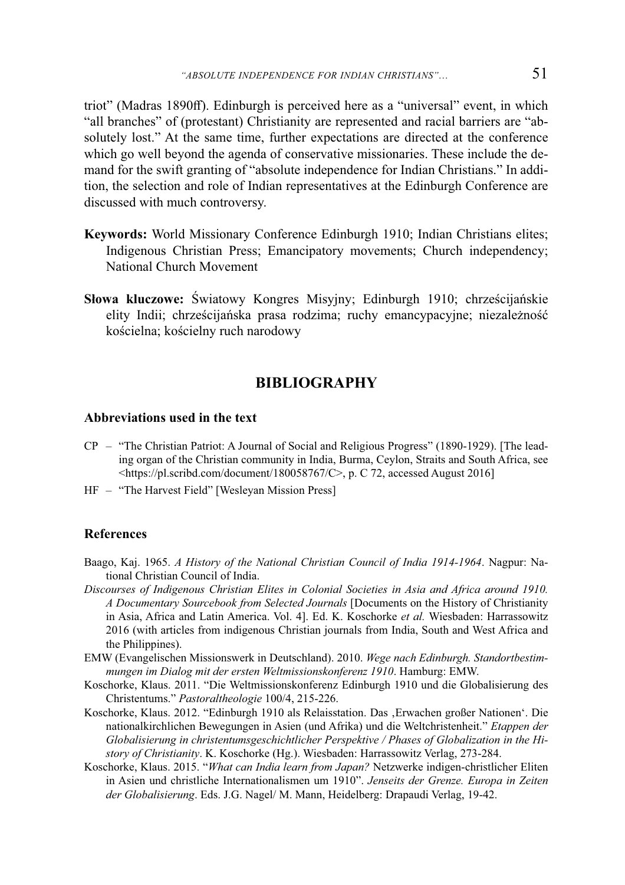triot" (Madras 1890ff). Edinburgh is perceived here as a "universal" event, in which "all branches" of (protestant) Christianity are represented and racial barriers are "absolutely lost." At the same time, further expectations are directed at the conference which go well beyond the agenda of conservative missionaries. These include the demand for the swift granting of "absolute independence for Indian Christians." In addition, the selection and role of Indian representatives at the Edinburgh Conference are discussed with much controversy.

**Keywords:** World Missionary Conference Edinburgh 1910; Indian Christians elites; Indigenous Christian Press; Emancipatory movements; Church independency; National Church Movement

**Słowa kluczowe:** Światowy Kongres Misyjny; Edinburgh 1910; chrześcijańskie elity Indii; chrześcijańska prasa rodzima; ruchy emancypacyjne; niezależność kościelna; kościelny ruch narodowy

## BIBLIOGRAPHY

### Abbreviations used in the text

- CP – "The Christian Patriot: A Journal of Social and Religious Progress" (1890-1929). [The leading organ of the Christian community in India, Burma, Ceylon, Straits and South Africa, see <https://pl.scribd.com/document/180058767/C>, p. C 72, accessed August 2016]
- HF – "The Harvest Field" [Wesleyan Mission Press]

### References

Baago, Kaj. 1965. *A History of the National Christian Council of India 1914-1964*. Nagpur: National Christian Council of India.

*Discourses of Indigenous Christian Elites in Colonial Societies in Asia and Africa around 1910. A Documentary Sourcebook from Selected Journals* [Documents on the History of Christianity in Asia, Africa and Latin America. Vol. 4]. Ed. K. Koschorke *et al.* Wiesbaden: Harrassowitz 2016 (with articles from indigenous Christian journals from India, South and West Africa and the Philippines).

EMW (Evangelischen Missionswerk in Deutschland). 2010. *Wege nach Edinburgh. Standortbestimmungen im Dialog mit der ersten Weltmissionskonferenz 1910*. Hamburg: EMW.

Koschorke, Klaus. 2011. "Die Weltmissionskonferenz Edinburgh 1910 und die Globalisierung des Christentums." *Pastoraltheologie* 100/4, 215-226.

Koschorke, Klaus. 2012. "Edinburgh 1910 als Relaisstation. Das ‚Erwachen großer Nationen'. Die nationalkirchlichen Bewegungen in Asien (und Afrika) und die Weltchristenheit." *Etappen der Globalisierung in christentumsgeschichtlicher Perspektive / Phases of Globalization in the History of Christianity*. K. Koschorke (Hg.). Wiesbaden: Harrassowitz Verlag, 273-284.

Koschorke, Klaus. 2015. "*What can India learn from Japan?* Netzwerke indigen-christlicher Eliten in Asien und christliche Internationalismen um 1910". *Jenseits der Grenze. Europa in Zeiten der Globalisierung*. Eds. J.G. Nagel/ M. Mann, Heidelberg: Drapaudi Verlag, 19-42.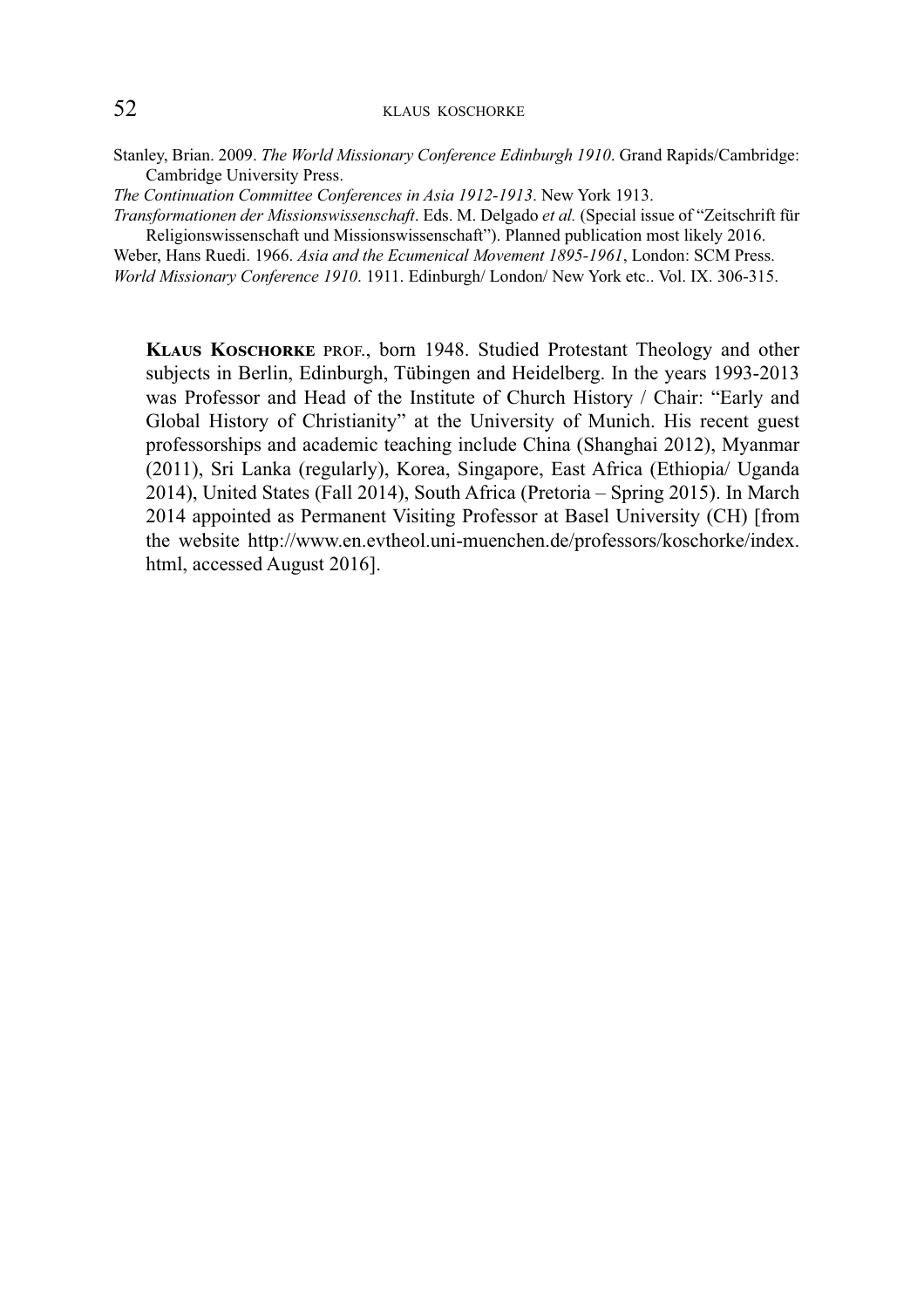Stanley, Brian. 2009. *The World Missionary Conference Edinburgh 1910*. Grand Rapids/Cambridge: Cambridge University Press.

*The Continuation Committee Conferences in Asia 1912-1913*. New York 1913.

*Transformationen der Missionswissenschaft*. Eds. M. Delgado *et al.* (Special issue of "Zeitschrift für Religionswissenschaft und Missionswissenschaft"). Planned publication most likely 2016.

Weber, Hans Ruedi. 1966. *Asia and the Ecumenical Movement 1895-1961*, London: SCM Press.

*World Missionary Conference 1910*. 1911. Edinburgh/ London/ New York etc.. Vol. IX. 306-315.

**Klaus Koschorke** prof., born 1948. Studied Protestant Theology and other subjects in Berlin, Edinburgh, Tübingen and Heidelberg. In the years 1993-2013 was Professor and Head of the Institute of Church History / Chair: "Early and Global History of Christianity" at the University of Munich. His recent guest professorships and academic teaching include China (Shanghai 2012), Myanmar (2011), Sri Lanka (regularly), Korea, Singapore, East Africa (Ethiopia/ Uganda 2014), United States (Fall 2014), South Africa (Pretoria – Spring 2015). In March 2014 appointed as Permanent Visiting Professor at Basel University (CH) [from the website http://www.en.evtheol.uni-muenchen.de/professors/koschorke/index.html, accessed August 2016].